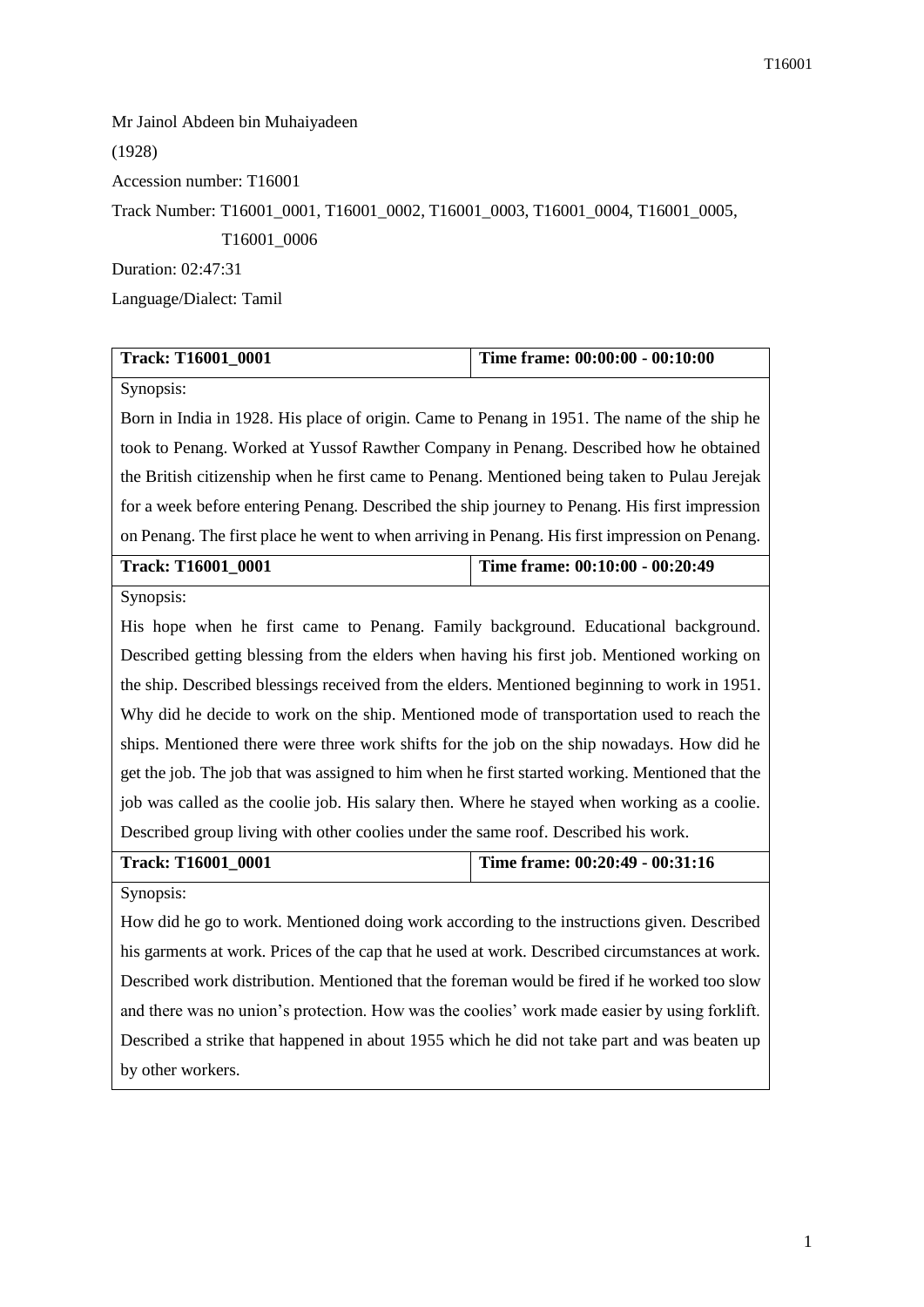Mr Jainol Abdeen bin Muhaiyadeen

(1928)

Accession number: T16001

Track Number: T16001_0001, T16001_0002, T16001_0003, T16001_0004, T16001_0005, T16001_0006

Duration: 02:47:31

Language/Dialect: Tamil

| Track: T16001_0001 | Time frame: 00:00:00 - 00:10:00 |
|---|---|
| Synopsis: Born in India in 1928. His place of origin. Came to Penang in 1951. The name of the ship he took to Penang. Worked at Yussof Rawther Company in Penang. Described how he obtained the British citizenship when he first came to Penang. Mentioned being taken to Pulau Jerejak for a week before entering Penang. Described the ship journey to Penang. His first impression on Penang. The first place he went to when arriving in Penang. His first impression on Penang. | |
| **Track: T16001_0001** | **Time frame: 00:10:00 - 00:20:49** |
| Synopsis: His hope when he first came to Penang. Family background. Educational background. Described getting blessing from the elders when having his first job. Mentioned working on the ship. Described blessings received from the elders. Mentioned beginning to work in 1951. Why did he decide to work on the ship. Mentioned mode of transportation used to reach the ships. Mentioned there were three work shifts for the job on the ship nowadays. How did he get the job. The job that was assigned to him when he first started working. Mentioned that the job was called as the coolie job. His salary then. Where he stayed when working as a coolie. Described group living with other coolies under the same roof. Described his work. | |
| **Track: T16001_0001** | **Time frame: 00:20:49 - 00:31:16** |
| Synopsis: How did he go to work. Mentioned doing work according to the instructions given. Described his garments at work. Prices of the cap that he used at work. Described circumstances at work. Described work distribution. Mentioned that the foreman would be fired if he worked too slow and there was no union's protection. How was the coolies' work made easier by using forklift. Described a strike that happened in about 1955 which he did not take part and was beaten up by other workers. | |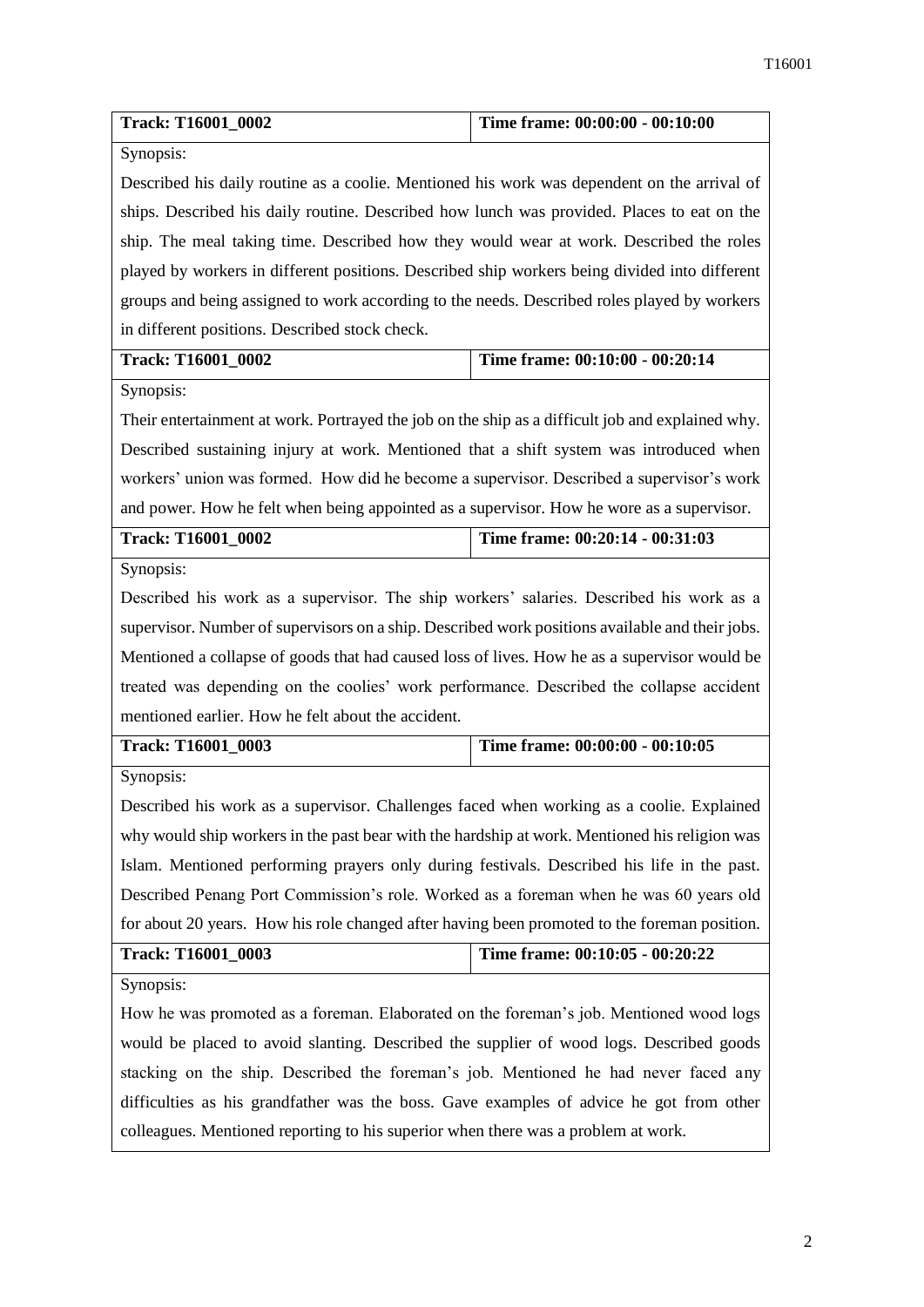| Track: T16001_0002 | Time frame: 00:00:00 - 00:10:00 |
|---|---|
| Synopsis: Described his daily routine as a coolie. Mentioned his work was dependent on the arrival of ships. Described his daily routine. Described how lunch was provided. Places to eat on the ship. The meal taking time. Described how they would wear at work. Described the roles played by workers in different positions. Described ship workers being divided into different groups and being assigned to work according to the needs. Described roles played by workers in different positions. Described stock check. | |
| **Track: T16001_0002** | **Time frame: 00:10:00 - 00:20:14** |
| Synopsis: Their entertainment at work. Portrayed the job on the ship as a difficult job and explained why. Described sustaining injury at work. Mentioned that a shift system was introduced when workers' union was formed. How did he become a supervisor. Described a supervisor's work and power. How he felt when being appointed as a supervisor. How he wore as a supervisor. | |
| **Track: T16001_0002** | **Time frame: 00:20:14 - 00:31:03** |
| Synopsis: Described his work as a supervisor. The ship workers' salaries. Described his work as a supervisor. Number of supervisors on a ship. Described work positions available and their jobs. Mentioned a collapse of goods that had caused loss of lives. How he as a supervisor would be treated was depending on the coolies' work performance. Described the collapse accident mentioned earlier. How he felt about the accident. | |
| **Track: T16001_0003** | **Time frame: 00:00:00 - 00:10:05** |
| Synopsis: Described his work as a supervisor. Challenges faced when working as a coolie. Explained why would ship workers in the past bear with the hardship at work. Mentioned his religion was Islam. Mentioned performing prayers only during festivals. Described his life in the past. Described Penang Port Commission's role. Worked as a foreman when he was 60 years old for about 20 years. How his role changed after having been promoted to the foreman position. | |
| **Track: T16001_0003** | **Time frame: 00:10:05 - 00:20:22** |
| Synopsis: How he was promoted as a foreman. Elaborated on the foreman's job. Mentioned wood logs would be placed to avoid slanting. Described the supplier of wood logs. Described goods stacking on the ship. Described the foreman's job. Mentioned he had never faced any difficulties as his grandfather was the boss. Gave examples of advice he got from other colleagues. Mentioned reporting to his superior when there was a problem at work. | |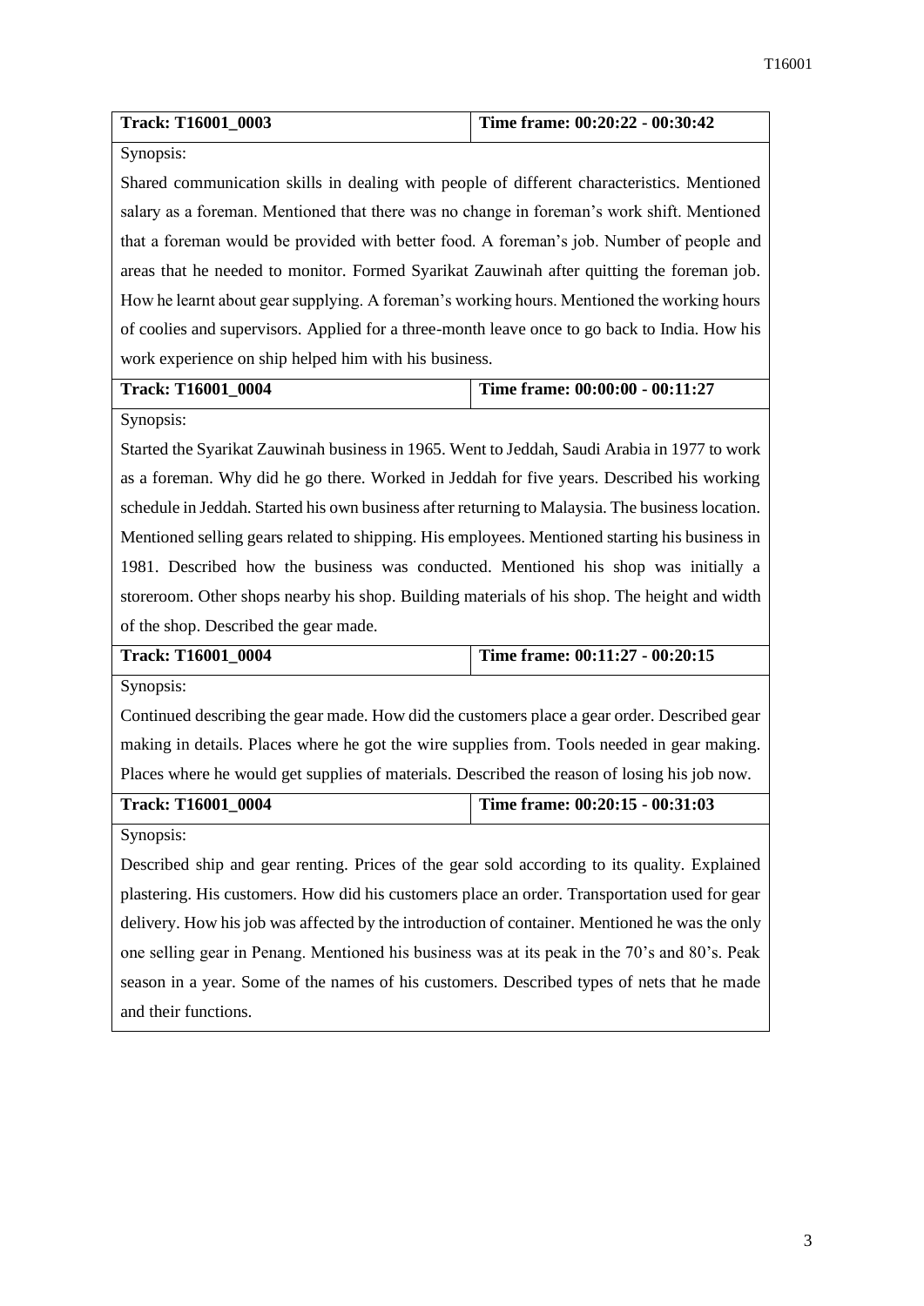| Track: T16001_0003 | Time frame: 00:20:22 - 00:30:42 |
|---|---|
| Synopsis: | |
| Shared communication skills in dealing with people of different characteristics. Mentioned salary as a foreman. Mentioned that there was no change in foreman's work shift. Mentioned that a foreman would be provided with better food. A foreman's job. Number of people and areas that he needed to monitor. Formed Syarikat Zauwinah after quitting the foreman job. How he learnt about gear supplying. A foreman's working hours. Mentioned the working hours of coolies and supervisors. Applied for a three-month leave once to go back to India. How his work experience on ship helped him with his business. | |

| Track: T16001_0004 | Time frame: 00:00:00 - 00:11:27 |
|---|---|
| Synopsis: | |
| Started the Syarikat Zauwinah business in 1965. Went to Jeddah, Saudi Arabia in 1977 to work as a foreman. Why did he go there. Worked in Jeddah for five years. Described his working schedule in Jeddah. Started his own business after returning to Malaysia. The business location. Mentioned selling gears related to shipping. His employees. Mentioned starting his business in 1981. Described how the business was conducted. Mentioned his shop was initially a storeroom. Other shops nearby his shop. Building materials of his shop. The height and width of the shop. Described the gear made. | |

| Track: T16001_0004 | Time frame: 00:11:27 - 00:20:15 |
|---|---|
| Synopsis: | |
| Continued describing the gear made. How did the customers place a gear order. Described gear making in details. Places where he got the wire supplies from. Tools needed in gear making. Places where he would get supplies of materials. Described the reason of losing his job now. | |

| Track: T16001_0004 | Time frame: 00:20:15 - 00:31:03 |
|---|---|
| Synopsis: | |
| Described ship and gear renting. Prices of the gear sold according to its quality. Explained plastering. His customers. How did his customers place an order. Transportation used for gear delivery. How his job was affected by the introduction of container. Mentioned he was the only one selling gear in Penang. Mentioned his business was at its peak in the 70's and 80's. Peak season in a year. Some of the names of his customers. Described types of nets that he made and their functions. | |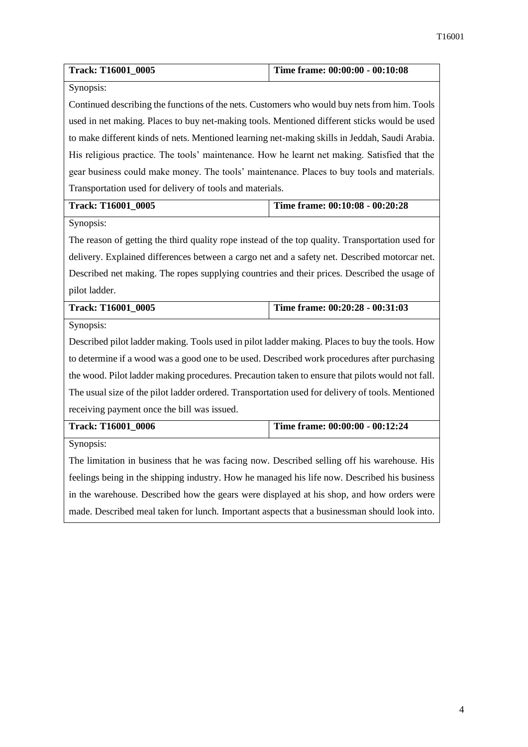| Track: T16001_0005 | Time frame: 00:00:00 - 00:10:08 |
| --- | --- |
| Synopsis:<br>Continued describing the functions of the nets. Customers who would buy nets from him. Tools used in net making. Places to buy net-making tools. Mentioned different sticks would be used to make different kinds of nets. Mentioned learning net-making skills in Jeddah, Saudi Arabia. His religious practice. The tools' maintenance. How he learnt net making. Satisfied that the gear business could make money. The tools' maintenance. Places to buy tools and materials. Transportation used for delivery of tools and materials. | |
| **Track: T16001_0005** | **Time frame: 00:10:08 - 00:20:28** |
| Synopsis:<br>The reason of getting the third quality rope instead of the top quality. Transportation used for delivery. Explained differences between a cargo net and a safety net. Described motorcar net. Described net making. The ropes supplying countries and their prices. Described the usage of pilot ladder. | |
| **Track: T16001_0005** | **Time frame: 00:20:28 - 00:31:03** |
| Synopsis:<br>Described pilot ladder making. Tools used in pilot ladder making. Places to buy the tools. How to determine if a wood was a good one to be used. Described work procedures after purchasing the wood. Pilot ladder making procedures. Precaution taken to ensure that pilots would not fall. The usual size of the pilot ladder ordered. Transportation used for delivery of tools. Mentioned receiving payment once the bill was issued. | |
| **Track: T16001_0006** | **Time frame: 00:00:00 - 00:12:24** |
| Synopsis:<br>The limitation in business that he was facing now. Described selling off his warehouse. His feelings being in the shipping industry. How he managed his life now. Described his business in the warehouse. Described how the gears were displayed at his shop, and how orders were made. Described meal taken for lunch. Important aspects that a businessman should look into. | |